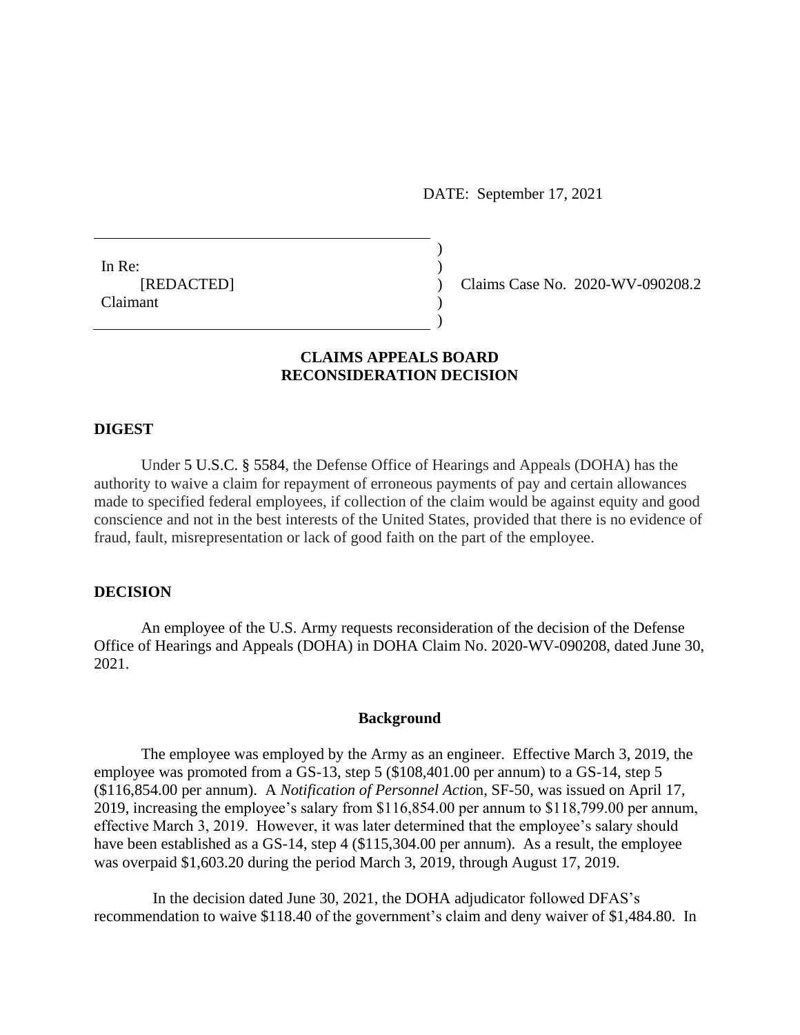DATE: September 17, 2021

In Re:
[REDACTED]
Claimant

Claims Case No. 2020-WV-090208.2

## CLAIMS APPEALS BOARD
## RECONSIDERATION DECISION

### DIGEST

Under 5 U.S.C. § 5584, the Defense Office of Hearings and Appeals (DOHA) has the authority to waive a claim for repayment of erroneous payments of pay and certain allowances made to specified federal employees, if collection of the claim would be against equity and good conscience and not in the best interests of the United States, provided that there is no evidence of fraud, fault, misrepresentation or lack of good faith on the part of the employee.

### DECISION

An employee of the U.S. Army requests reconsideration of the decision of the Defense Office of Hearings and Appeals (DOHA) in DOHA Claim No. 2020-WV-090208, dated June 30, 2021.

#### Background

The employee was employed by the Army as an engineer. Effective March 3, 2019, the employee was promoted from a GS-13, step 5 ($108,401.00 per annum) to a GS-14, step 5 ($116,854.00 per annum). A *Notification of Personnel Actio*n, SF-50, was issued on April 17, 2019, increasing the employee's salary from $116,854.00 per annum to $118,799.00 per annum, effective March 3, 2019. However, it was later determined that the employee's salary should have been established as a GS-14, step 4 ($115,304.00 per annum). As a result, the employee was overpaid $1,603.20 during the period March 3, 2019, through August 17, 2019.

In the decision dated June 30, 2021, the DOHA adjudicator followed DFAS's recommendation to waive $118.40 of the government's claim and deny waiver of $1,484.80. In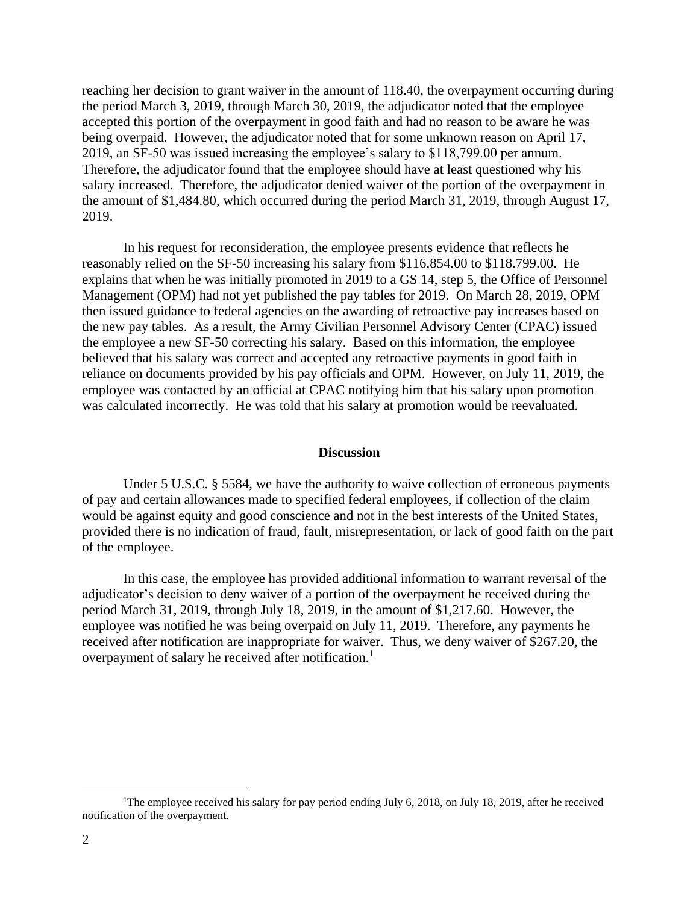reaching her decision to grant waiver in the amount of 118.40, the overpayment occurring during the period March 3, 2019, through March 30, 2019, the adjudicator noted that the employee accepted this portion of the overpayment in good faith and had no reason to be aware he was being overpaid. However, the adjudicator noted that for some unknown reason on April 17, 2019, an SF-50 was issued increasing the employee's salary to \$118,799.00 per annum. Therefore, the adjudicator found that the employee should have at least questioned why his salary increased. Therefore, the adjudicator denied waiver of the portion of the overpayment in the amount of \$1,484.80, which occurred during the period March 31, 2019, through August 17, 2019.

In his request for reconsideration, the employee presents evidence that reflects he reasonably relied on the SF-50 increasing his salary from \$116,854.00 to \$118.799.00. He explains that when he was initially promoted in 2019 to a GS 14, step 5, the Office of Personnel Management (OPM) had not yet published the pay tables for 2019. On March 28, 2019, OPM then issued guidance to federal agencies on the awarding of retroactive pay increases based on the new pay tables. As a result, the Army Civilian Personnel Advisory Center (CPAC) issued the employee a new SF-50 correcting his salary. Based on this information, the employee believed that his salary was correct and accepted any retroactive payments in good faith in reliance on documents provided by his pay officials and OPM. However, on July 11, 2019, the employee was contacted by an official at CPAC notifying him that his salary upon promotion was calculated incorrectly. He was told that his salary at promotion would be reevaluated.

## Discussion

Under 5 U.S.C. § 5584, we have the authority to waive collection of erroneous payments of pay and certain allowances made to specified federal employees, if collection of the claim would be against equity and good conscience and not in the best interests of the United States, provided there is no indication of fraud, fault, misrepresentation, or lack of good faith on the part of the employee.

In this case, the employee has provided additional information to warrant reversal of the adjudicator's decision to deny waiver of a portion of the overpayment he received during the period March 31, 2019, through July 18, 2019, in the amount of \$1,217.60. However, the employee was notified he was being overpaid on July 11, 2019. Therefore, any payments he received after notification are inappropriate for waiver. Thus, we deny waiver of \$267.20, the overpayment of salary he received after notification.[1]

[1]The employee received his salary for pay period ending July 6, 2018, on July 18, 2019, after he received notification of the overpayment.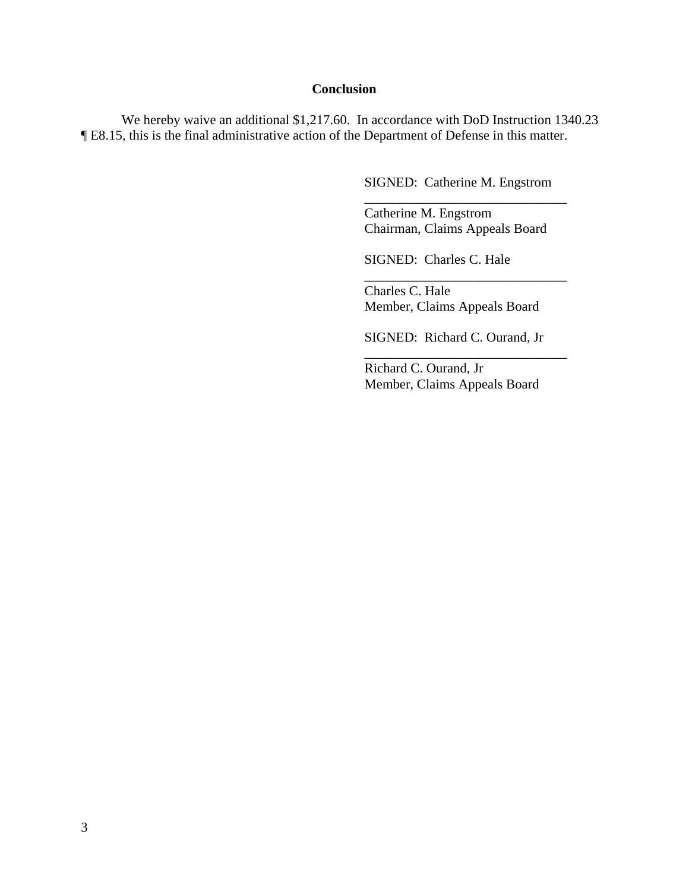**Conclusion**

We hereby waive an additional $1,217.60. In accordance with DoD Instruction 1340.23 ¶ E8.15, this is the final administrative action of the Department of Defense in this matter.

SIGNED: Catherine M. Engstrom

\_\_\_\_\_\_\_\_\_\_\_\_\_\_\_\_\_\_\_\_\_\_\_\_\_\_\_\_\_\_

Catherine M. Engstrom
Chairman, Claims Appeals Board

SIGNED: Charles C. Hale

\_\_\_\_\_\_\_\_\_\_\_\_\_\_\_\_\_\_\_\_\_\_\_\_\_\_\_\_\_\_

Charles C. Hale
Member, Claims Appeals Board

SIGNED: Richard C. Ourand, Jr

\_\_\_\_\_\_\_\_\_\_\_\_\_\_\_\_\_\_\_\_\_\_\_\_\_\_\_\_\_\_

Richard C. Ourand, Jr
Member, Claims Appeals Board